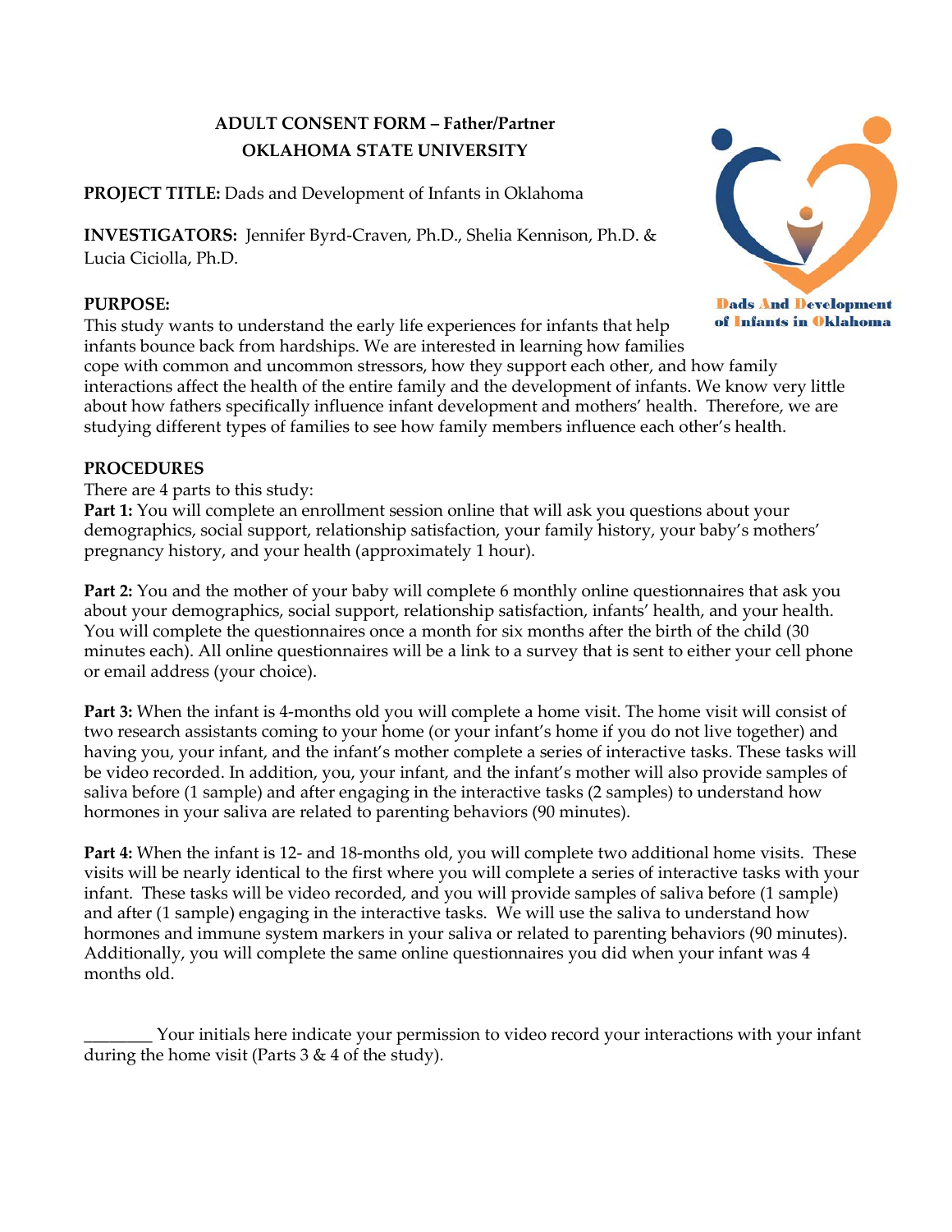**ADULT CONSENT FORM – Father/Partner**
**OKLAHOMA STATE UNIVERSITY**

Dads And Development of Infants in Oklahoma

**PROJECT TITLE:** Dads and Development of Infants in Oklahoma

**INVESTIGATORS:** Jennifer Byrd-Craven, Ph.D., Shelia Kennison, Ph.D. & Lucia Ciciolla, Ph.D.

**PURPOSE:**
This study wants to understand the early life experiences for infants that help infants bounce back from hardships. We are interested in learning how families cope with common and uncommon stressors, how they support each other, and how family interactions affect the health of the entire family and the development of infants. We know very little about how fathers specifically influence infant development and mothers' health. Therefore, we are studying different types of families to see how family members influence each other's health.

**PROCEDURES**
There are 4 parts to this study:
**Part 1:** You will complete an enrollment session online that will ask you questions about your demographics, social support, relationship satisfaction, your family history, your baby's mothers' pregnancy history, and your health (approximately 1 hour).

**Part 2:** You and the mother of your baby will complete 6 monthly online questionnaires that ask you about your demographics, social support, relationship satisfaction, infants' health, and your health. You will complete the questionnaires once a month for six months after the birth of the child (30 minutes each). All online questionnaires will be a link to a survey that is sent to either your cell phone or email address (your choice).

**Part 3:** When the infant is 4-months old you will complete a home visit. The home visit will consist of two research assistants coming to your home (or your infant's home if you do not live together) and having you, your infant, and the infant's mother complete a series of interactive tasks. These tasks will be video recorded. In addition, you, your infant, and the infant's mother will also provide samples of saliva before (1 sample) and after engaging in the interactive tasks (2 samples) to understand how hormones in your saliva are related to parenting behaviors (90 minutes).

**Part 4:** When the infant is 12- and 18-months old, you will complete two additional home visits. These visits will be nearly identical to the first where you will complete a series of interactive tasks with your infant. These tasks will be video recorded, and you will provide samples of saliva before (1 sample) and after (1 sample) engaging in the interactive tasks. We will use the saliva to understand how hormones and immune system markers in your saliva or related to parenting behaviors (90 minutes). Additionally, you will complete the same online questionnaires you did when your infant was 4 months old.

________ Your initials here indicate your permission to video record your interactions with your infant during the home visit (Parts 3 & 4 of the study).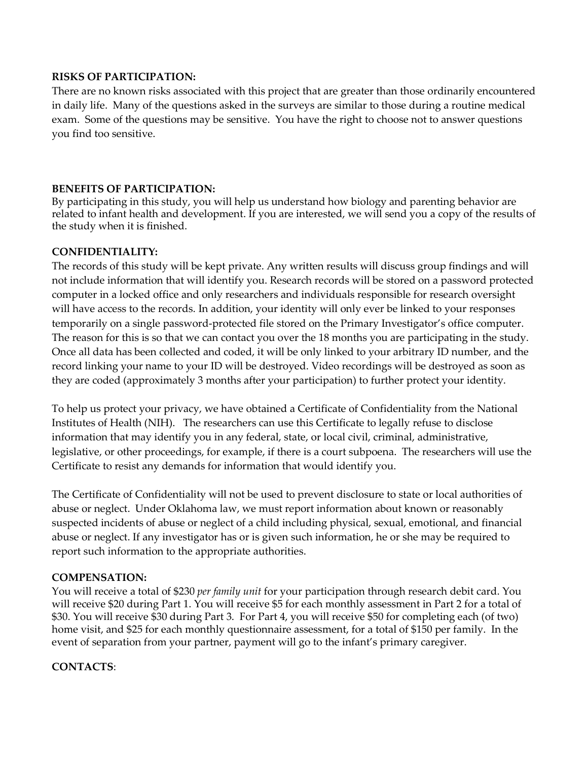**RISKS OF PARTICIPATION:**
There are no known risks associated with this project that are greater than those ordinarily encountered in daily life. Many of the questions asked in the surveys are similar to those during a routine medical exam. Some of the questions may be sensitive. You have the right to choose not to answer questions you find too sensitive.

**BENEFITS OF PARTICIPATION:**
By participating in this study, you will help us understand how biology and parenting behavior are related to infant health and development. If you are interested, we will send you a copy of the results of the study when it is finished.

**CONFIDENTIALITY:**
The records of this study will be kept private. Any written results will discuss group findings and will not include information that will identify you. Research records will be stored on a password protected computer in a locked office and only researchers and individuals responsible for research oversight will have access to the records. In addition, your identity will only ever be linked to your responses temporarily on a single password-protected file stored on the Primary Investigator's office computer. The reason for this is so that we can contact you over the 18 months you are participating in the study. Once all data has been collected and coded, it will be only linked to your arbitrary ID number, and the record linking your name to your ID will be destroyed. Video recordings will be destroyed as soon as they are coded (approximately 3 months after your participation) to further protect your identity.

To help us protect your privacy, we have obtained a Certificate of Confidentiality from the National Institutes of Health (NIH). The researchers can use this Certificate to legally refuse to disclose information that may identify you in any federal, state, or local civil, criminal, administrative, legislative, or other proceedings, for example, if there is a court subpoena. The researchers will use the Certificate to resist any demands for information that would identify you.

The Certificate of Confidentiality will not be used to prevent disclosure to state or local authorities of abuse or neglect. Under Oklahoma law, we must report information about known or reasonably suspected incidents of abuse or neglect of a child including physical, sexual, emotional, and financial abuse or neglect. If any investigator has or is given such information, he or she may be required to report such information to the appropriate authorities.

**COMPENSATION:**
You will receive a total of $230 *per family unit* for your participation through research debit card. You will receive $20 during Part 1. You will receive $5 for each monthly assessment in Part 2 for a total of $30. You will receive $30 during Part 3. For Part 4, you will receive $50 for completing each (of two) home visit, and $25 for each monthly questionnaire assessment, for a total of $150 per family. In the event of separation from your partner, payment will go to the infant's primary caregiver.

**CONTACTS**: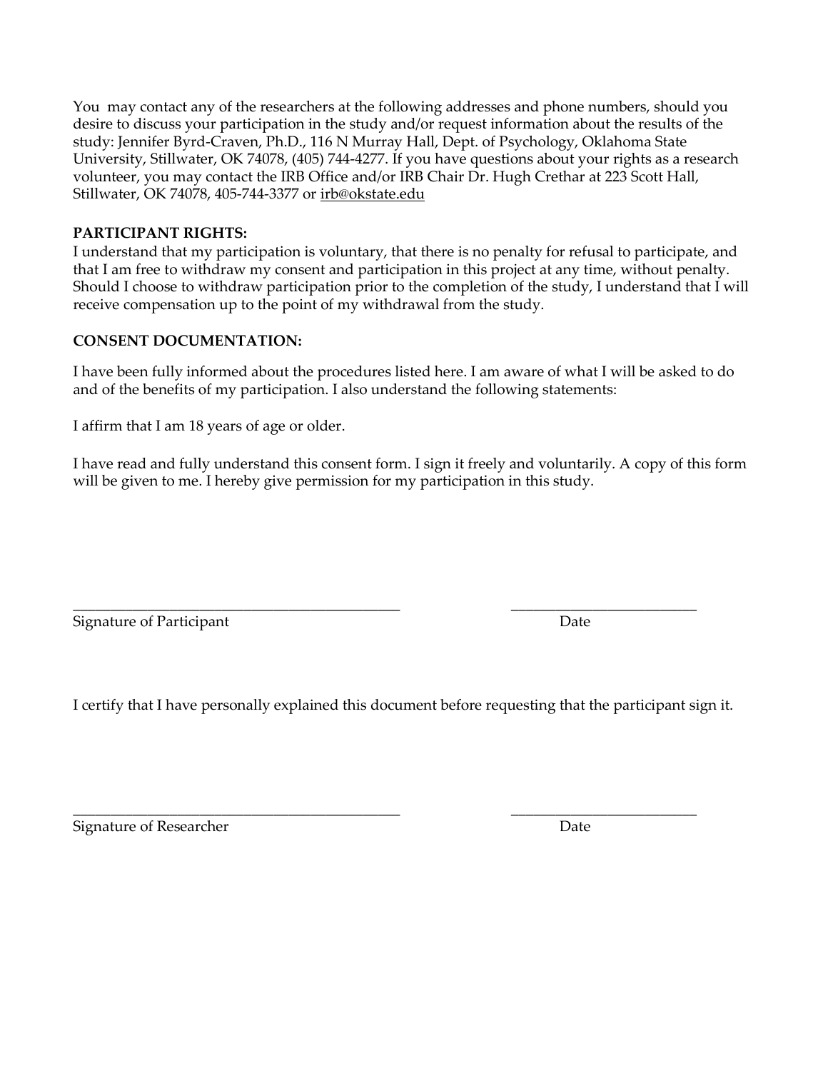You may contact any of the researchers at the following addresses and phone numbers, should you desire to discuss your participation in the study and/or request information about the results of the study: Jennifer Byrd-Craven, Ph.D., 116 N Murray Hall, Dept. of Psychology, Oklahoma State University, Stillwater, OK 74078, (405) 744-4277. If you have questions about your rights as a research volunteer, you may contact the IRB Office and/or IRB Chair Dr. Hugh Crethar at 223 Scott Hall, Stillwater, OK 74078, 405-744-3377 or irb@okstate.edu

**PARTICIPANT RIGHTS:**
I understand that my participation is voluntary, that there is no penalty for refusal to participate, and that I am free to withdraw my consent and participation in this project at any time, without penalty. Should I choose to withdraw participation prior to the completion of the study, I understand that I will receive compensation up to the point of my withdrawal from the study.

**CONSENT DOCUMENTATION:**

I have been fully informed about the procedures listed here. I am aware of what I will be asked to do and of the benefits of my participation. I also understand the following statements:

I affirm that I am 18 years of age or older.

I have read and fully understand this consent form. I sign it freely and voluntarily. A copy of this form will be given to me. I hereby give permission for my participation in this study.

_____________________________________________ _________________________

Signature of Participant Date

I certify that I have personally explained this document before requesting that the participant sign it.

_____________________________________________ _________________________

Signature of Researcher Date